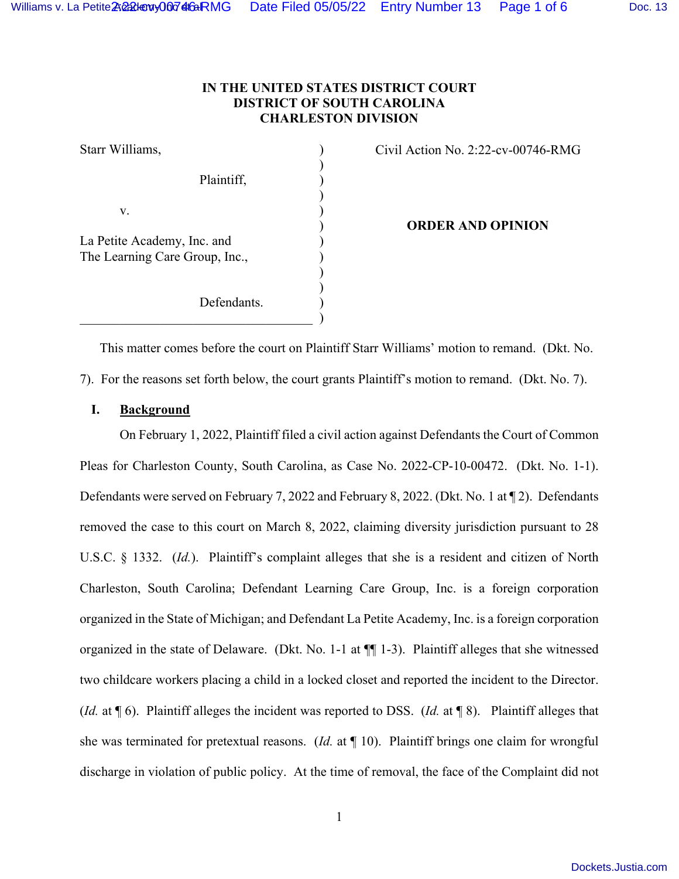**IN THE UNITED STATES DISTRICT COURT**
**DISTRICT OF SOUTH CAROLINA**
**CHARLESTON DIVISION**

| | | |
|---|---|---|
| Starr Williams, Plaintiff, v. La Petite Academy, Inc. and The Learning Care Group, Inc., Defendants. | ) | Civil Action No. 2:22-cv-00746-RMG **ORDER AND OPINION** |

This matter comes before the court on Plaintiff Starr Williams' motion to remand. (Dkt. No. 7). For the reasons set forth below, the court grants Plaintiff's motion to remand. (Dkt. No. 7).

## I. Background

On February 1, 2022, Plaintiff filed a civil action against Defendants the Court of Common Pleas for Charleston County, South Carolina, as Case No. 2022-CP-10-00472. (Dkt. No. 1-1). Defendants were served on February 7, 2022 and February 8, 2022. (Dkt. No. 1 at ¶ 2). Defendants removed the case to this court on March 8, 2022, claiming diversity jurisdiction pursuant to 28 U.S.C. § 1332. (*Id.*). Plaintiff's complaint alleges that she is a resident and citizen of North Charleston, South Carolina; Defendant Learning Care Group, Inc. is a foreign corporation organized in the State of Michigan; and Defendant La Petite Academy, Inc. is a foreign corporation organized in the state of Delaware. (Dkt. No. 1-1 at ¶¶ 1-3). Plaintiff alleges that she witnessed two childcare workers placing a child in a locked closet and reported the incident to the Director. (*Id.* at ¶ 6). Plaintiff alleges the incident was reported to DSS. (*Id.* at ¶ 8). Plaintiff alleges that she was terminated for pretextual reasons. (*Id.* at ¶ 10). Plaintiff brings one claim for wrongful discharge in violation of public policy. At the time of removal, the face of the Complaint did not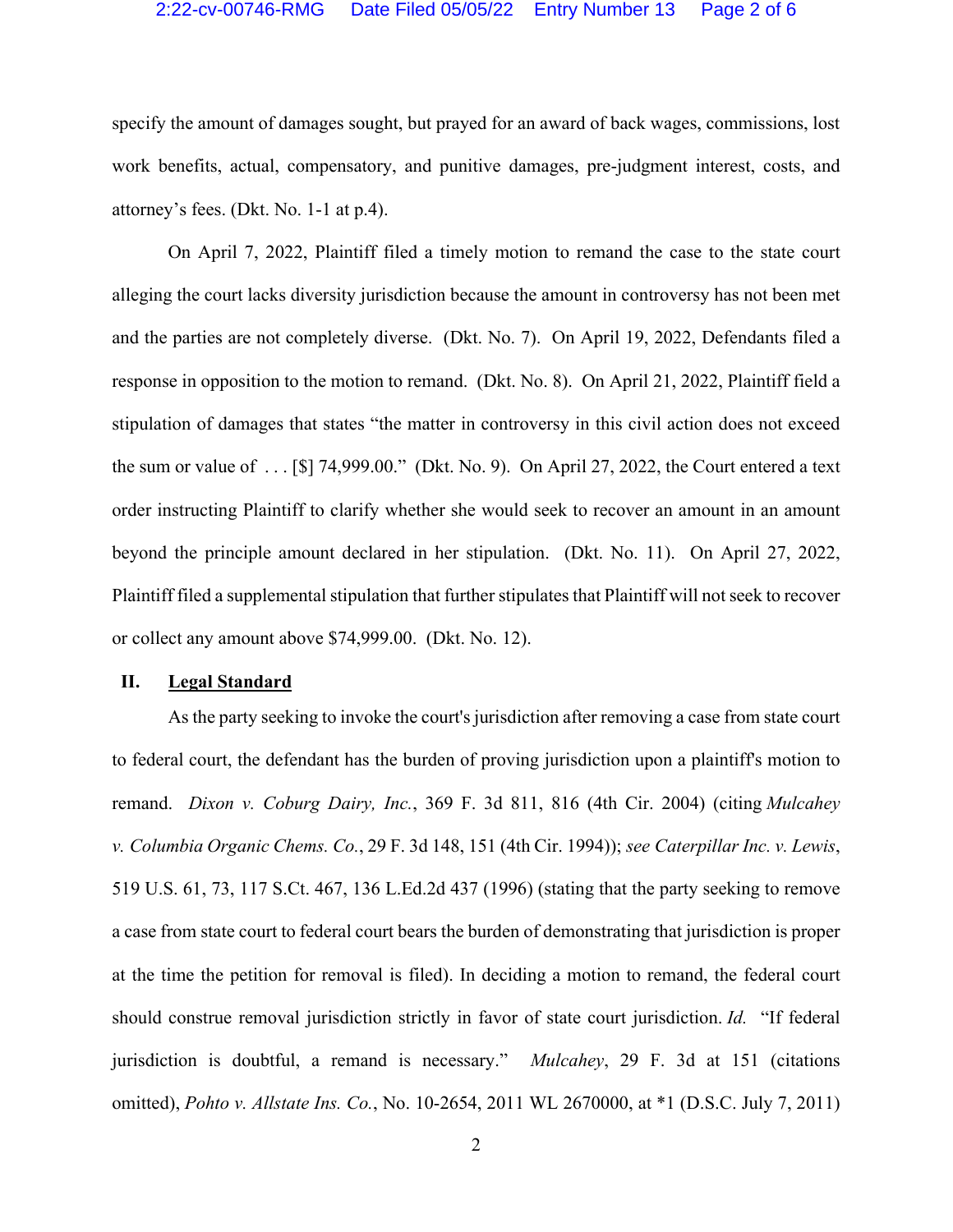specify the amount of damages sought, but prayed for an award of back wages, commissions, lost work benefits, actual, compensatory, and punitive damages, pre-judgment interest, costs, and attorney's fees. (Dkt. No. 1-1 at p.4).

On April 7, 2022, Plaintiff filed a timely motion to remand the case to the state court alleging the court lacks diversity jurisdiction because the amount in controversy has not been met and the parties are not completely diverse. (Dkt. No. 7). On April 19, 2022, Defendants filed a response in opposition to the motion to remand. (Dkt. No. 8). On April 21, 2022, Plaintiff field a stipulation of damages that states "the matter in controversy in this civil action does not exceed the sum or value of . . . [$] 74,999.00." (Dkt. No. 9). On April 27, 2022, the Court entered a text order instructing Plaintiff to clarify whether she would seek to recover an amount in an amount beyond the principle amount declared in her stipulation. (Dkt. No. 11). On April 27, 2022, Plaintiff filed a supplemental stipulation that further stipulates that Plaintiff will not seek to recover or collect any amount above $74,999.00. (Dkt. No. 12).

## II. <u>Legal Standard</u>

As the party seeking to invoke the court's jurisdiction after removing a case from state court to federal court, the defendant has the burden of proving jurisdiction upon a plaintiff's motion to remand. *Dixon v. Coburg Dairy, Inc.*, 369 F. 3d 811, 816 (4th Cir. 2004) (citing *Mulcahey v. Columbia Organic Chems. Co.*, 29 F. 3d 148, 151 (4th Cir. 1994)); *see Caterpillar Inc. v. Lewis*, 519 U.S. 61, 73, 117 S.Ct. 467, 136 L.Ed.2d 437 (1996) (stating that the party seeking to remove a case from state court to federal court bears the burden of demonstrating that jurisdiction is proper at the time the petition for removal is filed). In deciding a motion to remand, the federal court should construe removal jurisdiction strictly in favor of state court jurisdiction. *Id.* "If federal jurisdiction is doubtful, a remand is necessary." *Mulcahey*, 29 F. 3d at 151 (citations omitted), *Pohto v. Allstate Ins. Co.*, No. 10-2654, 2011 WL 2670000, at *1 (D.S.C. July 7, 2011)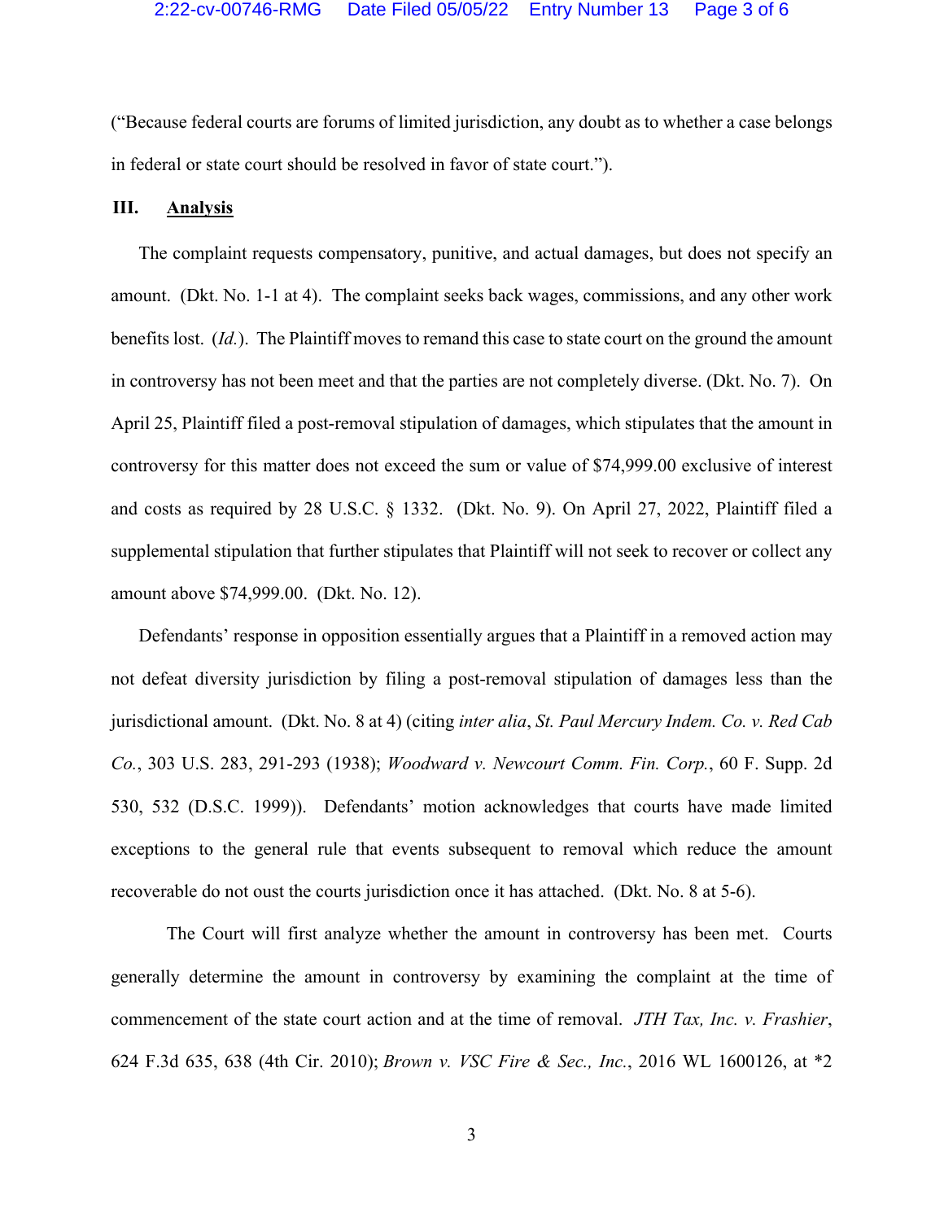("Because federal courts are forums of limited jurisdiction, any doubt as to whether a case belongs in federal or state court should be resolved in favor of state court.").

## III. Analysis

The complaint requests compensatory, punitive, and actual damages, but does not specify an amount. (Dkt. No. 1-1 at 4). The complaint seeks back wages, commissions, and any other work benefits lost. (*Id.*). The Plaintiff moves to remand this case to state court on the ground the amount in controversy has not been meet and that the parties are not completely diverse. (Dkt. No. 7). On April 25, Plaintiff filed a post-removal stipulation of damages, which stipulates that the amount in controversy for this matter does not exceed the sum or value of $74,999.00 exclusive of interest and costs as required by 28 U.S.C. § 1332. (Dkt. No. 9). On April 27, 2022, Plaintiff filed a supplemental stipulation that further stipulates that Plaintiff will not seek to recover or collect any amount above $74,999.00. (Dkt. No. 12).

Defendants' response in opposition essentially argues that a Plaintiff in a removed action may not defeat diversity jurisdiction by filing a post-removal stipulation of damages less than the jurisdictional amount. (Dkt. No. 8 at 4) (citing *inter alia*, *St. Paul Mercury Indem. Co. v. Red Cab Co.*, 303 U.S. 283, 291-293 (1938); *Woodward v. Newcourt Comm. Fin. Corp.*, 60 F. Supp. 2d 530, 532 (D.S.C. 1999)). Defendants' motion acknowledges that courts have made limited exceptions to the general rule that events subsequent to removal which reduce the amount recoverable do not oust the courts jurisdiction once it has attached. (Dkt. No. 8 at 5-6).

The Court will first analyze whether the amount in controversy has been met. Courts generally determine the amount in controversy by examining the complaint at the time of commencement of the state court action and at the time of removal. *JTH Tax, Inc. v. Frashier*, 624 F.3d 635, 638 (4th Cir. 2010); *Brown v. VSC Fire & Sec., Inc.*, 2016 WL 1600126, at *2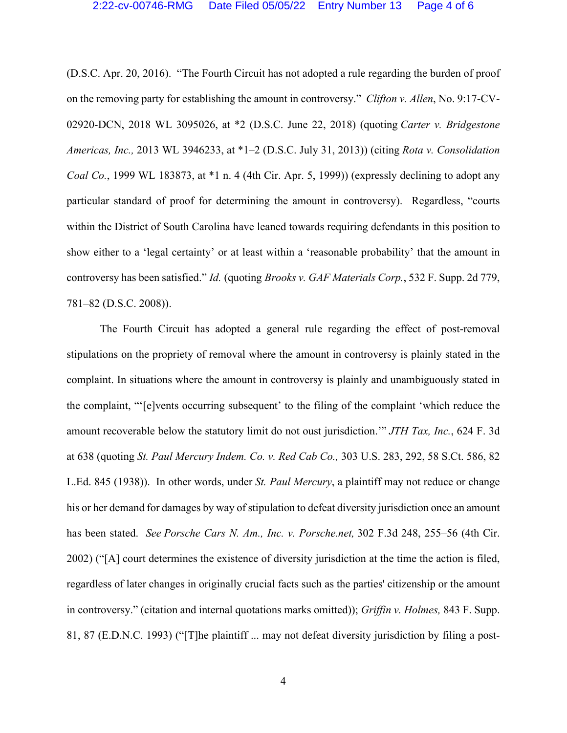(D.S.C. Apr. 20, 2016). "The Fourth Circuit has not adopted a rule regarding the burden of proof on the removing party for establishing the amount in controversy." *Clifton v. Allen*, No. 9:17-CV-02920-DCN, 2018 WL 3095026, at *2 (D.S.C. June 22, 2018) (quoting *Carter v. Bridgestone Americas, Inc.,* 2013 WL 3946233, at *1–2 (D.S.C. July 31, 2013)) (citing *Rota v. Consolidation Coal Co.*, 1999 WL 183873, at *1 n. 4 (4th Cir. Apr. 5, 1999)) (expressly declining to adopt any particular standard of proof for determining the amount in controversy). Regardless, "courts within the District of South Carolina have leaned towards requiring defendants in this position to show either to a 'legal certainty' or at least within a 'reasonable probability' that the amount in controversy has been satisfied." *Id.* (quoting *Brooks v. GAF Materials Corp.*, 532 F. Supp. 2d 779, 781–82 (D.S.C. 2008)).

The Fourth Circuit has adopted a general rule regarding the effect of post-removal stipulations on the propriety of removal where the amount in controversy is plainly stated in the complaint. In situations where the amount in controversy is plainly and unambiguously stated in the complaint, "'[e]vents occurring subsequent' to the filing of the complaint 'which reduce the amount recoverable below the statutory limit do not oust jurisdiction.'" *JTH Tax, Inc.*, 624 F. 3d at 638 (quoting *St. Paul Mercury Indem. Co. v. Red Cab Co.,* 303 U.S. 283, 292, 58 S.Ct. 586, 82 L.Ed. 845 (1938)). In other words, under *St. Paul Mercury*, a plaintiff may not reduce or change his or her demand for damages by way of stipulation to defeat diversity jurisdiction once an amount has been stated. *See Porsche Cars N. Am., Inc. v. Porsche.net,* 302 F.3d 248, 255–56 (4th Cir. 2002) ("[A] court determines the existence of diversity jurisdiction at the time the action is filed, regardless of later changes in originally crucial facts such as the parties' citizenship or the amount in controversy." (citation and internal quotations marks omitted)); *Griffin v. Holmes,* 843 F. Supp. 81, 87 (E.D.N.C. 1993) ("[T]he plaintiff ... may not defeat diversity jurisdiction by filing a post-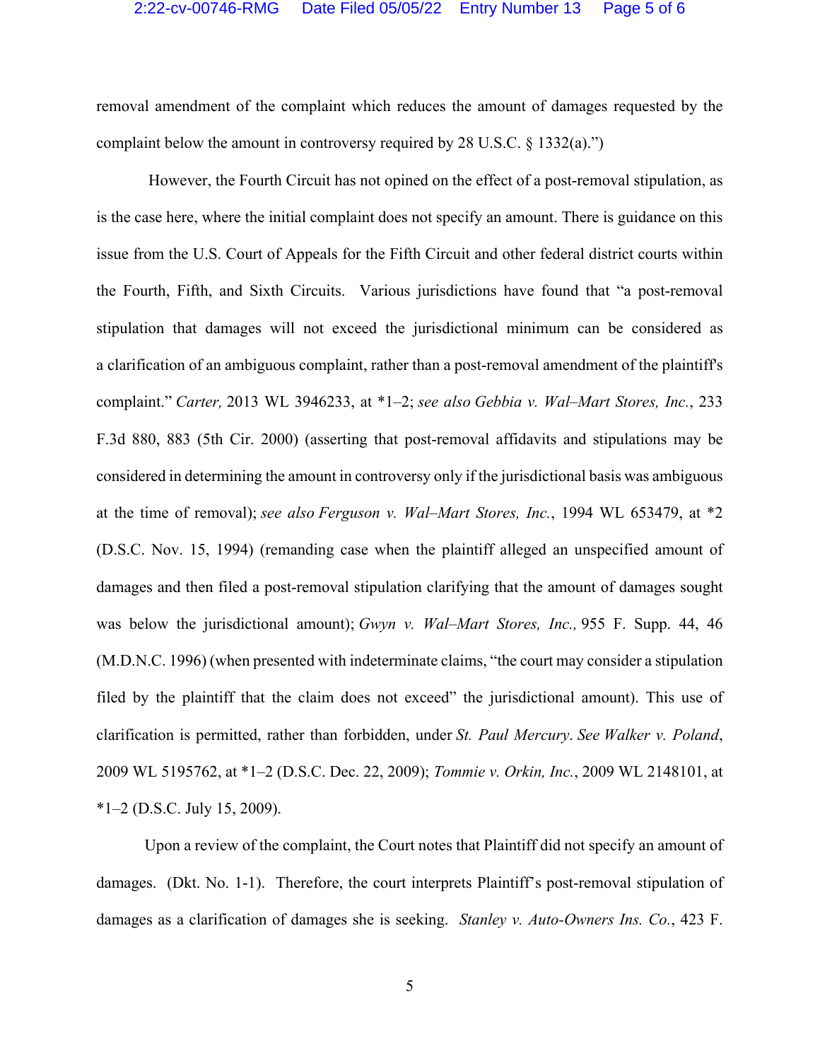removal amendment of the complaint which reduces the amount of damages requested by the complaint below the amount in controversy required by 28 U.S.C. § 1332(a).")

However, the Fourth Circuit has not opined on the effect of a post-removal stipulation, as is the case here, where the initial complaint does not specify an amount. There is guidance on this issue from the U.S. Court of Appeals for the Fifth Circuit and other federal district courts within the Fourth, Fifth, and Sixth Circuits. Various jurisdictions have found that "a post-removal stipulation that damages will not exceed the jurisdictional minimum can be considered as a clarification of an ambiguous complaint, rather than a post-removal amendment of the plaintiff's complaint." *Carter,* 2013 WL 3946233, at *1–2; *see also Gebbia v. Wal–Mart Stores, Inc.*, 233 F.3d 880, 883 (5th Cir. 2000) (asserting that post-removal affidavits and stipulations may be considered in determining the amount in controversy only if the jurisdictional basis was ambiguous at the time of removal); *see also Ferguson v. Wal–Mart Stores, Inc.*, 1994 WL 653479, at *2 (D.S.C. Nov. 15, 1994) (remanding case when the plaintiff alleged an unspecified amount of damages and then filed a post-removal stipulation clarifying that the amount of damages sought was below the jurisdictional amount); *Gwyn v. Wal–Mart Stores, Inc.,* 955 F. Supp. 44, 46 (M.D.N.C. 1996) (when presented with indeterminate claims, "the court may consider a stipulation filed by the plaintiff that the claim does not exceed" the jurisdictional amount). This use of clarification is permitted, rather than forbidden, under *St. Paul Mercury*. *See Walker v. Poland*, 2009 WL 5195762, at *1–2 (D.S.C. Dec. 22, 2009); *Tommie v. Orkin, Inc.*, 2009 WL 2148101, at *1–2 (D.S.C. July 15, 2009).

Upon a review of the complaint, the Court notes that Plaintiff did not specify an amount of damages. (Dkt. No. 1-1). Therefore, the court interprets Plaintiff's post-removal stipulation of damages as a clarification of damages she is seeking. *Stanley v. Auto-Owners Ins. Co.*, 423 F.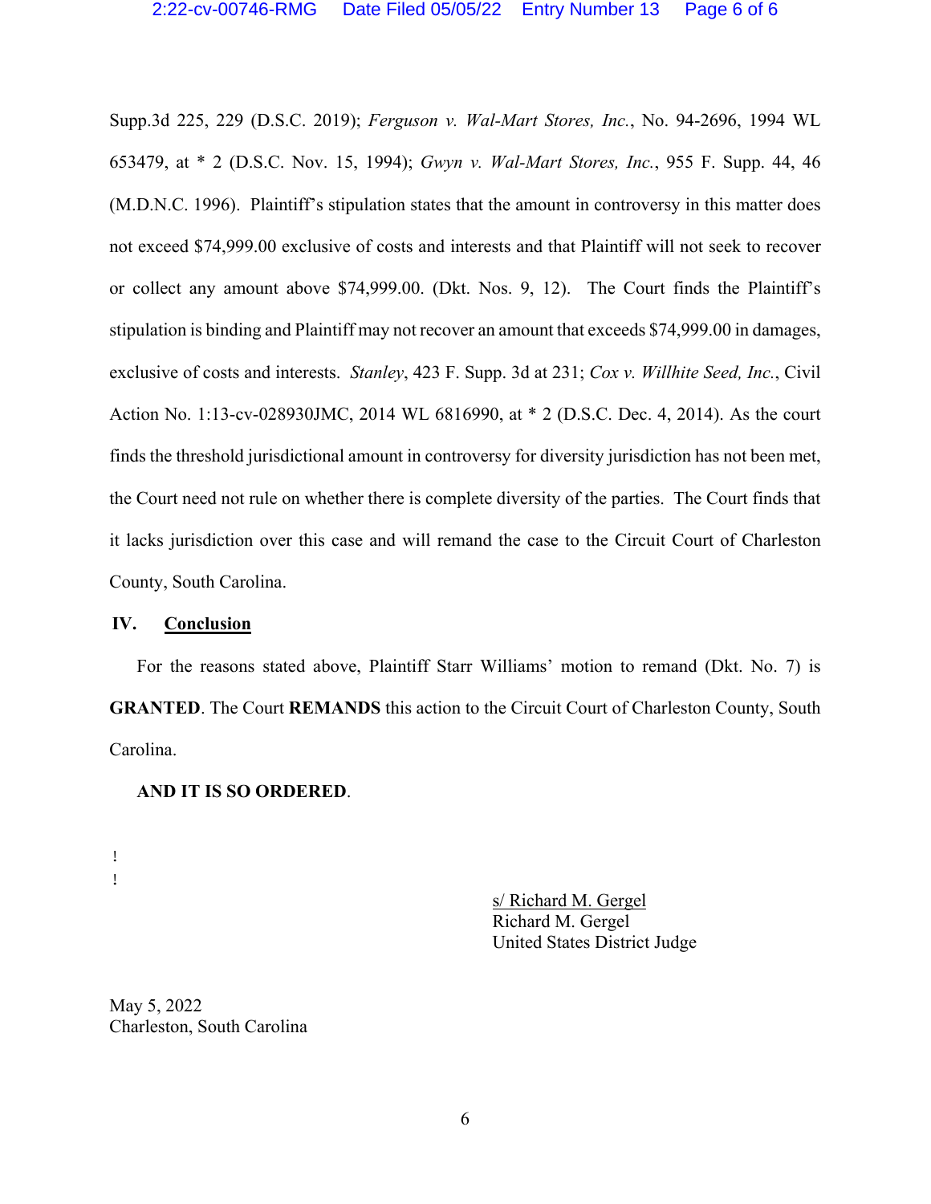Supp.3d 225, 229 (D.S.C. 2019); *Ferguson v. Wal-Mart Stores, Inc.*, No. 94-2696, 1994 WL 653479, at * 2 (D.S.C. Nov. 15, 1994); *Gwyn v. Wal-Mart Stores, Inc.*, 955 F. Supp. 44, 46 (M.D.N.C. 1996). Plaintiff's stipulation states that the amount in controversy in this matter does not exceed $74,999.00 exclusive of costs and interests and that Plaintiff will not seek to recover or collect any amount above $74,999.00. (Dkt. Nos. 9, 12). The Court finds the Plaintiff's stipulation is binding and Plaintiff may not recover an amount that exceeds $74,999.00 in damages, exclusive of costs and interests. *Stanley*, 423 F. Supp. 3d at 231; *Cox v. Willhite Seed, Inc.*, Civil Action No. 1:13-cv-028930JMC, 2014 WL 6816990, at * 2 (D.S.C. Dec. 4, 2014). As the court finds the threshold jurisdictional amount in controversy for diversity jurisdiction has not been met, the Court need not rule on whether there is complete diversity of the parties. The Court finds that it lacks jurisdiction over this case and will remand the case to the Circuit Court of Charleston County, South Carolina.

## IV. <u>Conclusion</u>

For the reasons stated above, Plaintiff Starr Williams' motion to remand (Dkt. No. 7) is **GRANTED**. The Court **REMANDS** this action to the Circuit Court of Charleston County, South Carolina.

**AND IT IS SO ORDERED**.

s/ Richard M. Gergel
Richard M. Gergel
United States District Judge

May 5, 2022
Charleston, South Carolina